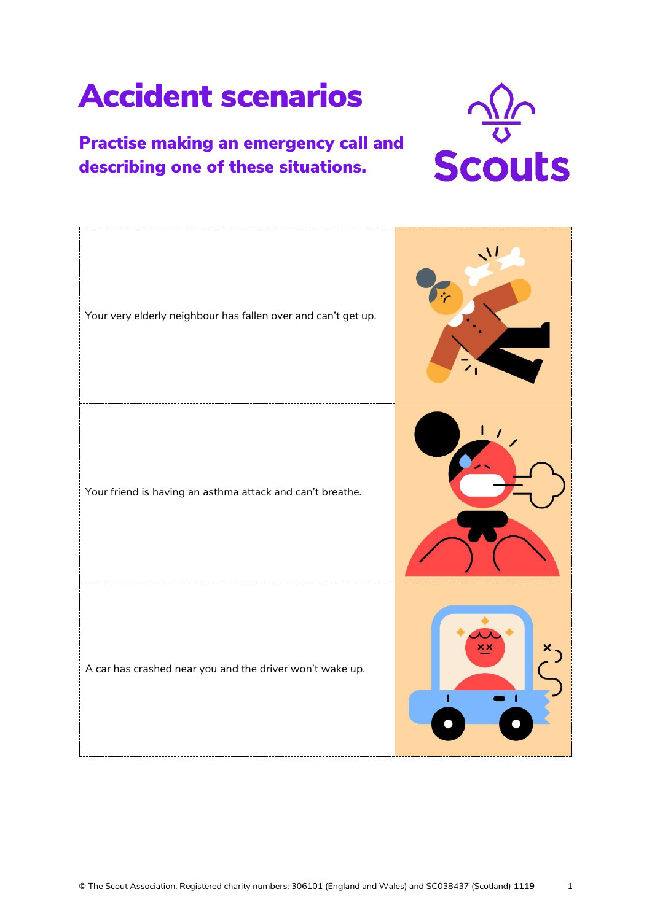# Accident scenarios

## Practise making an emergency call and describing one of these situations.

Your very elderly neighbour has fallen over and can't get up.

Your friend is having an asthma attack and can't breathe.

A car has crashed near you and the driver won't wake up.

© The Scout Association. Registered charity numbers: 306101 (England and Wales) and SC038437 (Scotland) **1119**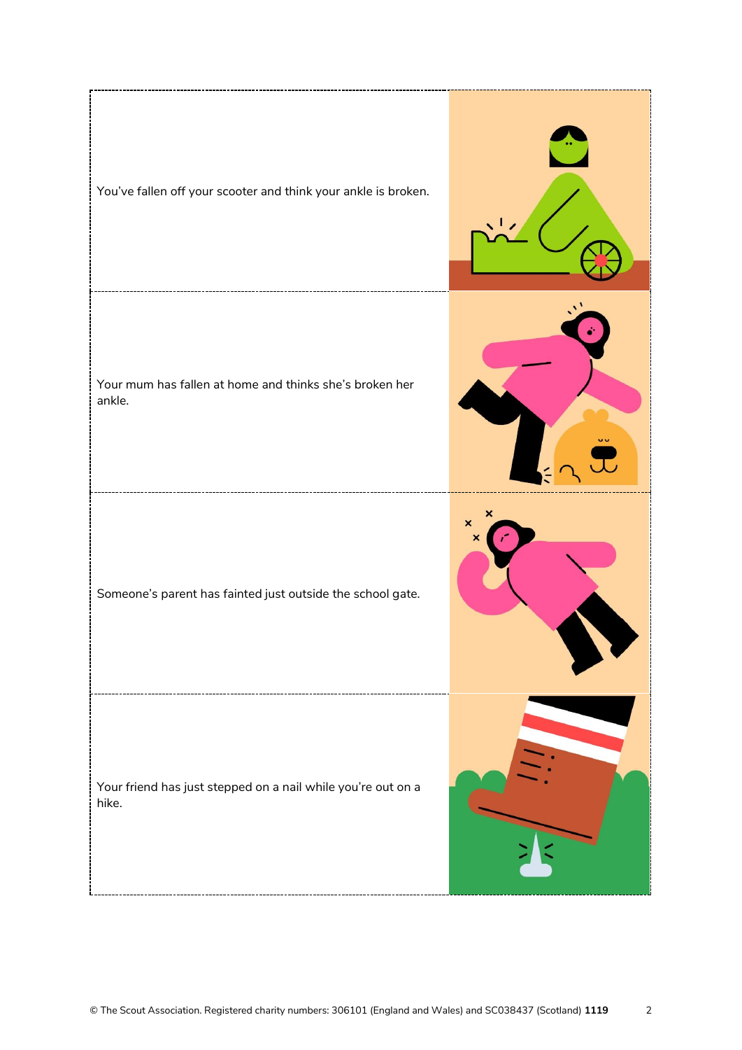You've fallen off your scooter and think your ankle is broken.

Your mum has fallen at home and thinks she's broken her ankle.

Someone's parent has fainted just outside the school gate.

Your friend has just stepped on a nail while you're out on a hike.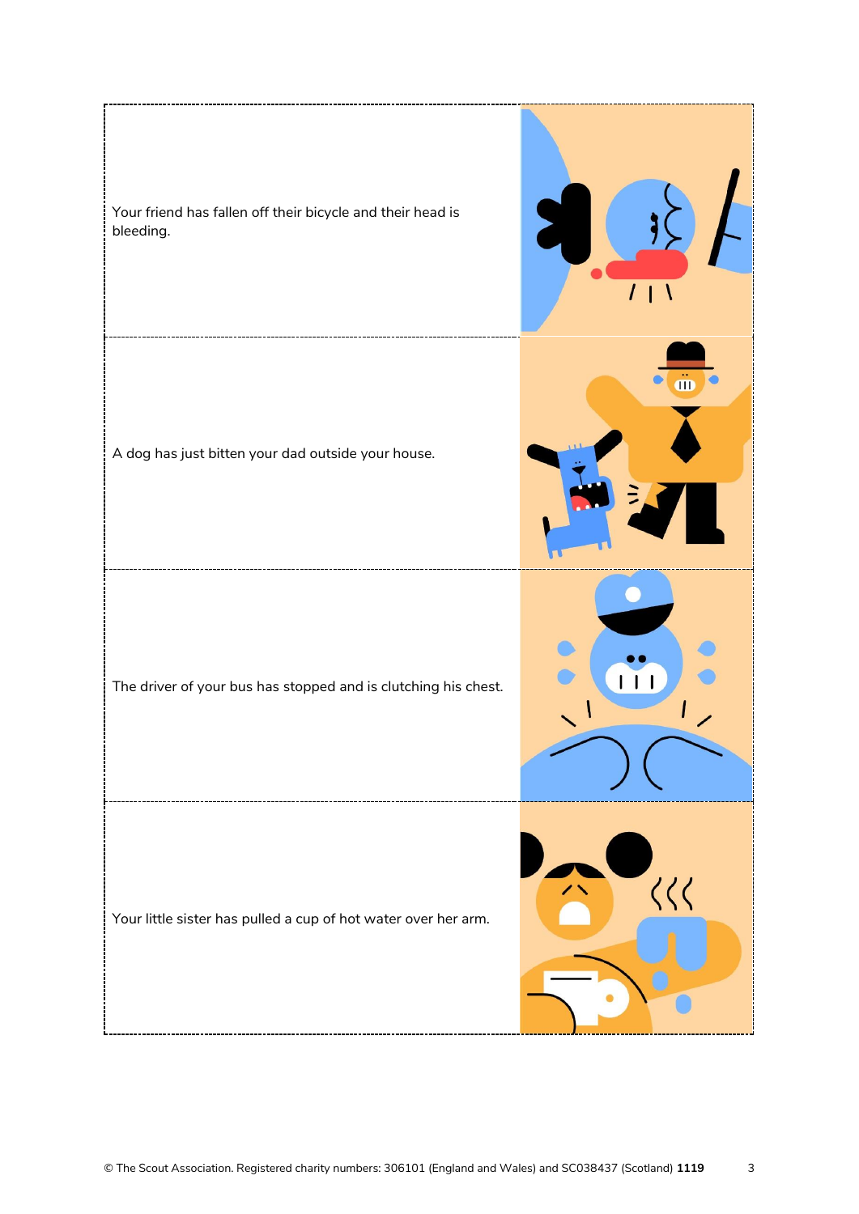Your friend has fallen off their bicycle and their head is bleeding.

A dog has just bitten your dad outside your house.

The driver of your bus has stopped and is clutching his chest.

Your little sister has pulled a cup of hot water over her arm.

© The Scout Association. Registered charity numbers: 306101 (England and Wales) and SC038437 (Scotland) **1119**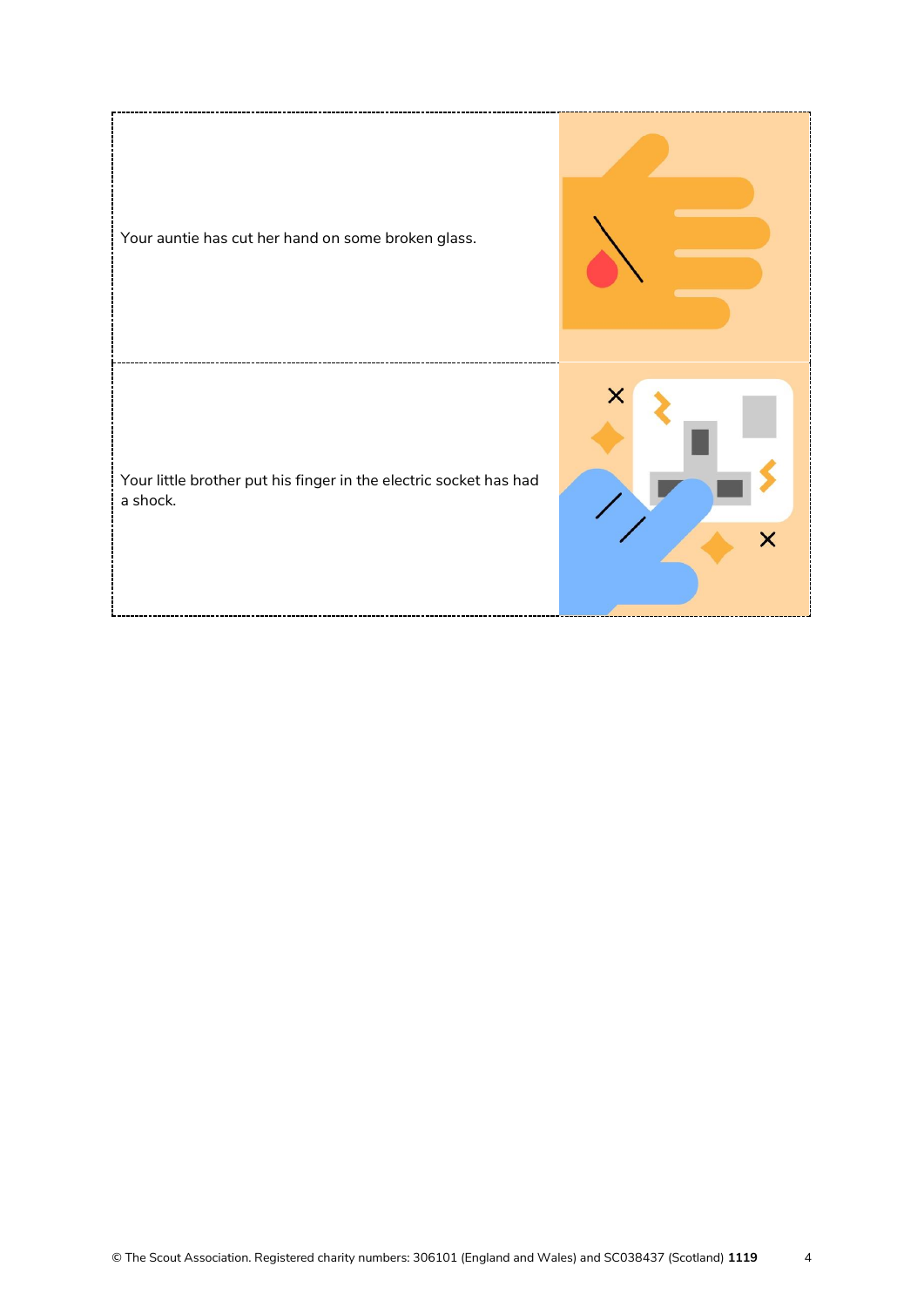Your auntie has cut her hand on some broken glass.

Your little brother put his finger in the electric socket has had a shock.